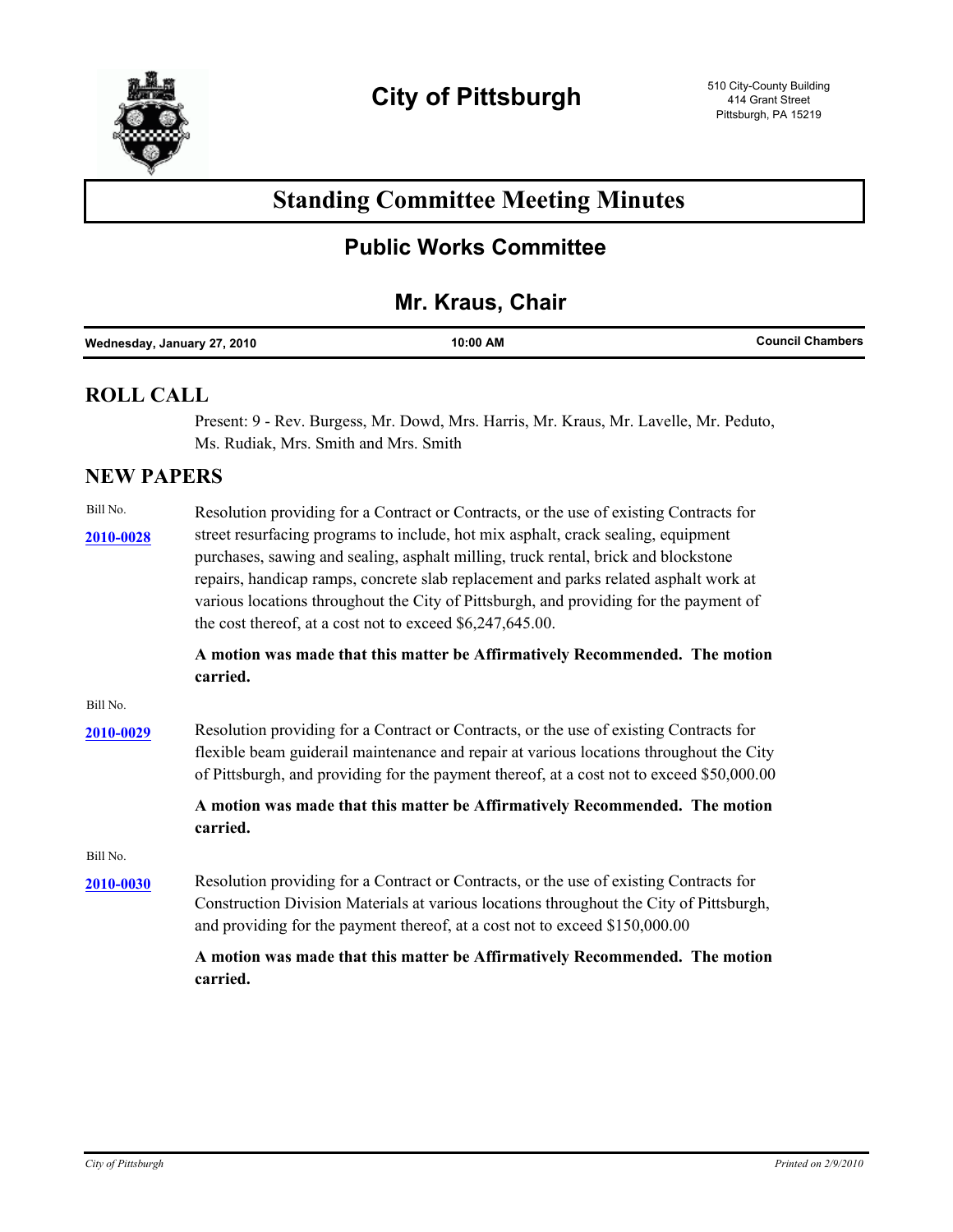# City of Pittsburgh

510 City-County Building
414 Grant Street
Pittsburgh, PA 15219

## Standing Committee Meeting Minutes

### Public Works Committee

### Mr. Kraus, Chair

**Wednesday, January 27, 2010** | **10:00 AM** | **Council Chambers**

## ROLL CALL

Present: 9 - Rev. Burgess, Mr. Dowd, Mrs. Harris, Mr. Kraus, Mr. Lavelle, Mr. Peduto, Ms. Rudiak, Mrs. Smith and Mrs. Smith

## NEW PAPERS

Bill No.

**2010-0028** Resolution providing for a Contract or Contracts, or the use of existing Contracts for street resurfacing programs to include, hot mix asphalt, crack sealing, equipment purchases, sawing and sealing, asphalt milling, truck rental, brick and blockstone repairs, handicap ramps, concrete slab replacement and parks related asphalt work at various locations throughout the City of Pittsburgh, and providing for the payment of the cost thereof, at a cost not to exceed $6,247,645.00.

**A motion was made that this matter be Affirmatively Recommended. The motion carried.**

Bill No.

**2010-0029** Resolution providing for a Contract or Contracts, or the use of existing Contracts for flexible beam guiderail maintenance and repair at various locations throughout the City of Pittsburgh, and providing for the payment thereof, at a cost not to exceed $50,000.00

**A motion was made that this matter be Affirmatively Recommended. The motion carried.**

Bill No.

**2010-0030** Resolution providing for a Contract or Contracts, or the use of existing Contracts for Construction Division Materials at various locations throughout the City of Pittsburgh, and providing for the payment thereof, at a cost not to exceed $150,000.00

**A motion was made that this matter be Affirmatively Recommended. The motion carried.**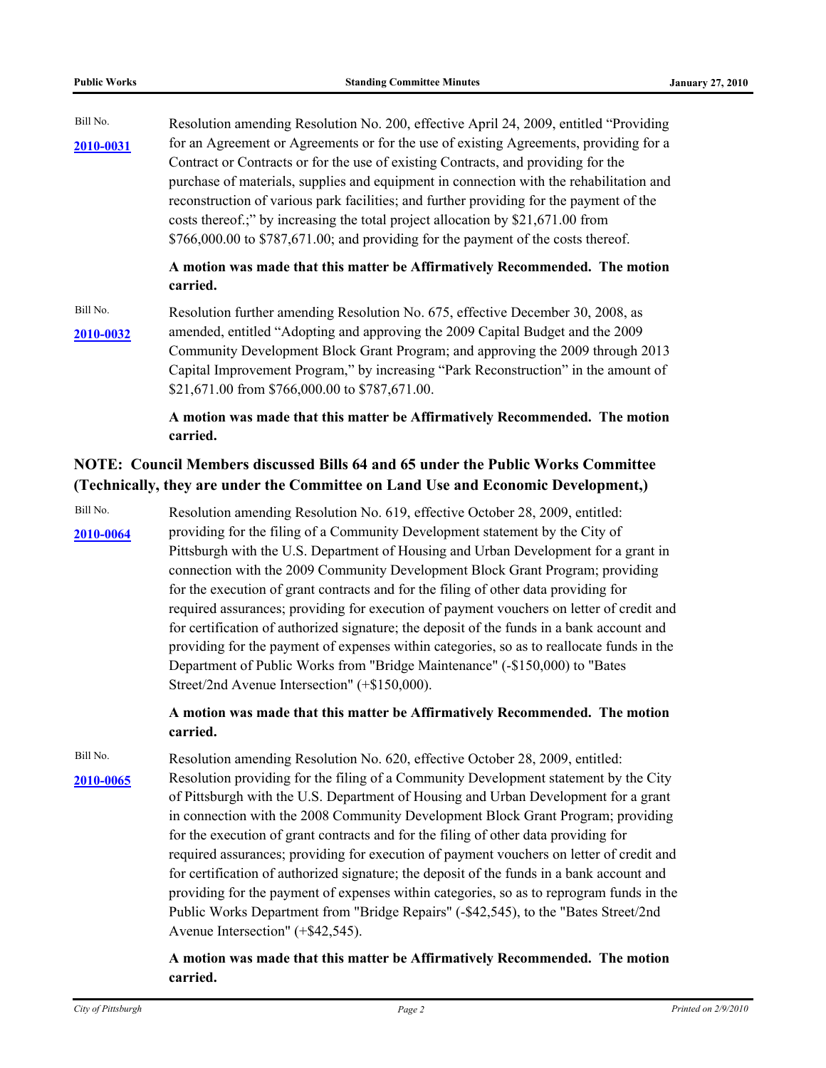Bill No.

**2010-0031**

Resolution amending Resolution No. 200, effective April 24, 2009, entitled "Providing for an Agreement or Agreements or for the use of existing Agreements, providing for a Contract or Contracts or for the use of existing Contracts, and providing for the purchase of materials, supplies and equipment in connection with the rehabilitation and reconstruction of various park facilities; and further providing for the payment of the costs thereof.;" by increasing the total project allocation by $21,671.00 from $766,000.00 to $787,671.00; and providing for the payment of the costs thereof.

**A motion was made that this matter be Affirmatively Recommended. The motion carried.**

Bill No.

**2010-0032**

Resolution further amending Resolution No. 675, effective December 30, 2008, as amended, entitled "Adopting and approving the 2009 Capital Budget and the 2009 Community Development Block Grant Program; and approving the 2009 through 2013 Capital Improvement Program," by increasing "Park Reconstruction" in the amount of $21,671.00 from $766,000.00 to $787,671.00.

**A motion was made that this matter be Affirmatively Recommended. The motion carried.**

**NOTE: Council Members discussed Bills 64 and 65 under the Public Works Committee (Technically, they are under the Committee on Land Use and Economic Development,)**

Bill No.

**2010-0064**

Resolution amending Resolution No. 619, effective October 28, 2009, entitled: providing for the filing of a Community Development statement by the City of Pittsburgh with the U.S. Department of Housing and Urban Development for a grant in connection with the 2009 Community Development Block Grant Program; providing for the execution of grant contracts and for the filing of other data providing for required assurances; providing for execution of payment vouchers on letter of credit and for certification of authorized signature; the deposit of the funds in a bank account and providing for the payment of expenses within categories, so as to reallocate funds in the Department of Public Works from "Bridge Maintenance" (-$150,000) to "Bates Street/2nd Avenue Intersection" (+$150,000).

**A motion was made that this matter be Affirmatively Recommended. The motion carried.**

Bill No.

**2010-0065**

Resolution amending Resolution No. 620, effective October 28, 2009, entitled: Resolution providing for the filing of a Community Development statement by the City of Pittsburgh with the U.S. Department of Housing and Urban Development for a grant in connection with the 2008 Community Development Block Grant Program; providing for the execution of grant contracts and for the filing of other data providing for required assurances; providing for execution of payment vouchers on letter of credit and for certification of authorized signature; the deposit of the funds in a bank account and providing for the payment of expenses within categories, so as to reprogram funds in the Public Works Department from "Bridge Repairs" (-$42,545), to the "Bates Street/2nd Avenue Intersection" (+$42,545).

**A motion was made that this matter be Affirmatively Recommended. The motion carried.**